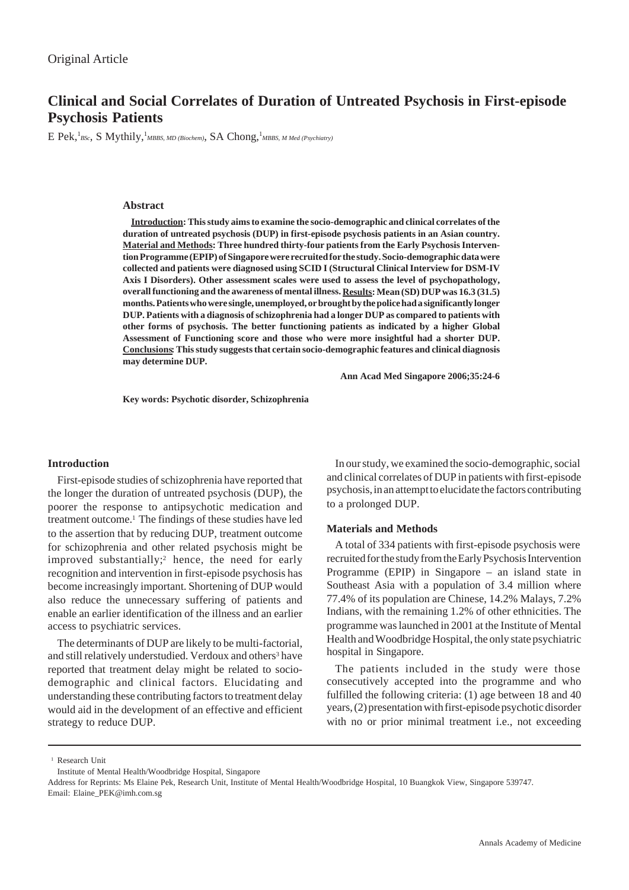Original Article

# Clinical and Social Correlates of Duration of Untreated Psychosis in First-episode Psychosis Patients

E Pek,[1] *BSc*, S Mythily,[1] *MBBS, MD (Biochem)*, SA Chong,[1] *MBBS, M Med (Psychiatry)*

### Abstract

**<u>Introduction</u>: This study aims to examine the socio-demographic and clinical correlates of the duration of untreated psychosis (DUP) in first-episode psychosis patients in an Asian country. <u>Material and Methods</u>: Three hundred thirty-four patients from the Early Psychosis Intervention Programme (EPIP) of Singapore were recruited for the study. Socio-demographic data were collected and patients were diagnosed using SCID I (Structural Clinical Interview for DSM-IV Axis I Disorders). Other assessment scales were used to assess the level of psychopathology, overall functioning and the awareness of mental illness. <u>Results</u>: Mean (SD) DUP was 16.3 (31.5) months. Patients who were single, unemployed, or brought by the police had a significantly longer DUP. Patients with a diagnosis of schizophrenia had a longer DUP as compared to patients with other forms of psychosis. The better functioning patients as indicated by a higher Global Assessment of Functioning score and those who were more insightful had a shorter DUP. <u>Conclusions</u>: This study suggests that certain socio-demographic features and clinical diagnosis may determine DUP.**

**Ann Acad Med Singapore 2006;35:24-6**

**Key words: Psychotic disorder, Schizophrenia**

## Introduction

First-episode studies of schizophrenia have reported that the longer the duration of untreated psychosis (DUP), the poorer the response to antipsychotic medication and treatment outcome.[1] The findings of these studies have led to the assertion that by reducing DUP, treatment outcome for schizophrenia and other related psychosis might be improved substantially;[2] hence, the need for early recognition and intervention in first-episode psychosis has become increasingly important. Shortening of DUP would also reduce the unnecessary suffering of patients and enable an earlier identification of the illness and an earlier access to psychiatric services.

The determinants of DUP are likely to be multi-factorial, and still relatively understudied. Verdoux and others[3] have reported that treatment delay might be related to socio-demographic and clinical factors. Elucidating and understanding these contributing factors to treatment delay would aid in the development of an effective and efficient strategy to reduce DUP.

In our study, we examined the socio-demographic, social and clinical correlates of DUP in patients with first-episode psychosis, in an attempt to elucidate the factors contributing to a prolonged DUP.

## Materials and Methods

A total of 334 patients with first-episode psychosis were recruited for the study from the Early Psychosis Intervention Programme (EPIP) in Singapore – an island state in Southeast Asia with a population of 3.4 million where 77.4% of its population are Chinese, 14.2% Malays, 7.2% Indians, with the remaining 1.2% of other ethnicities. The programme was launched in 2001 at the Institute of Mental Health and Woodbridge Hospital, the only state psychiatric hospital in Singapore.

The patients included in the study were those consecutively accepted into the programme and who fulfilled the following criteria: (1) age between 18 and 40 years, (2) presentation with first-episode psychotic disorder with no or prior minimal treatment i.e., not exceeding

---

[1] Research Unit
Institute of Mental Health/Woodbridge Hospital, Singapore

Address for Reprints: Ms Elaine Pek, Research Unit, Institute of Mental Health/Woodbridge Hospital, 10 Buangkok View, Singapore 539747.
Email: Elaine_PEK@imh.com.sg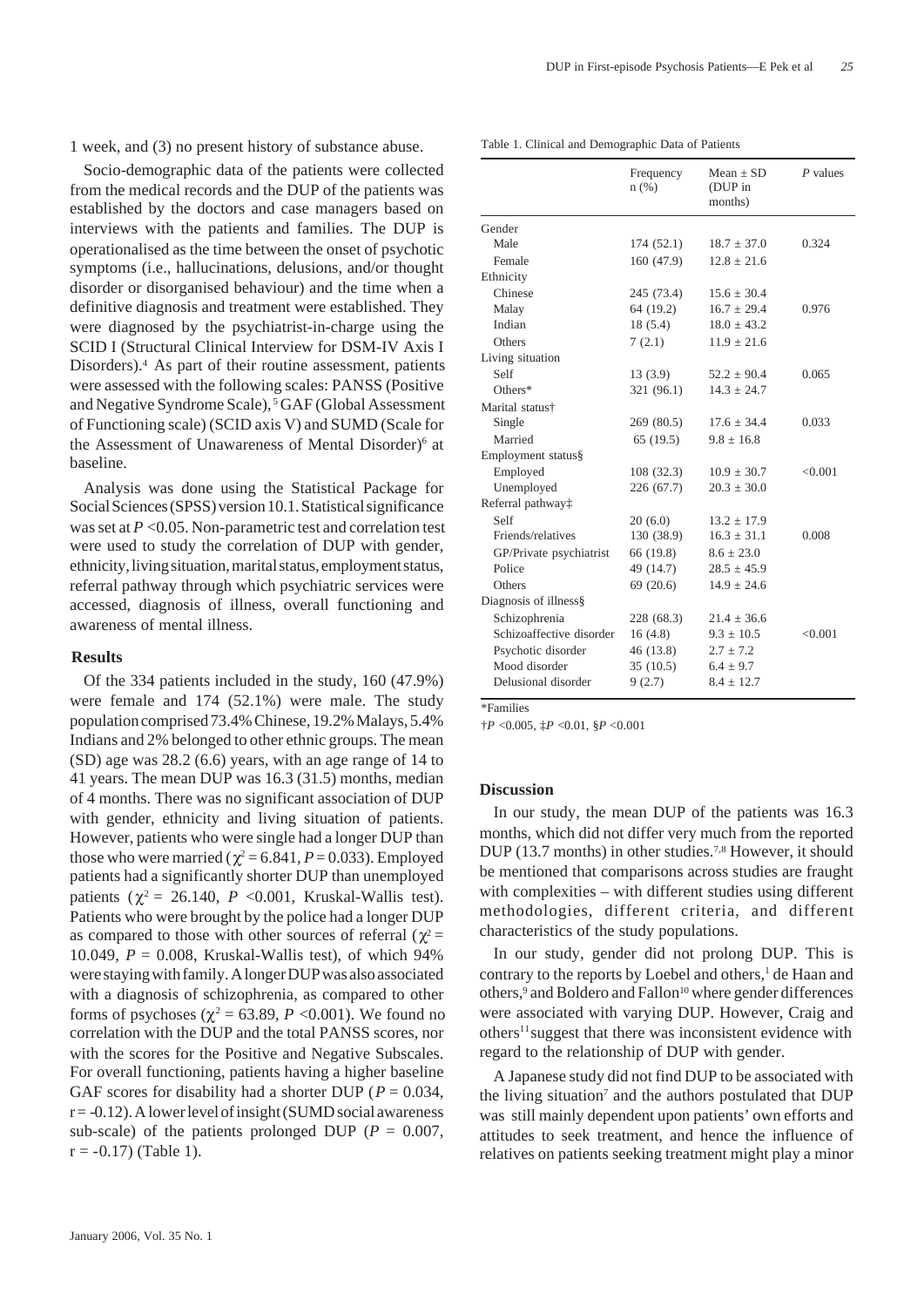1 week, and (3) no present history of substance abuse.

Socio-demographic data of the patients were collected from the medical records and the DUP of the patients was established by the doctors and case managers based on interviews with the patients and families. The DUP is operationalised as the time between the onset of psychotic symptoms (i.e., hallucinations, delusions, and/or thought disorder or disorganised behaviour) and the time when a definitive diagnosis and treatment were established. They were diagnosed by the psychiatrist-in-charge using the SCID I (Structural Clinical Interview for DSM-IV Axis I Disorders).[4] As part of their routine assessment, patients were assessed with the following scales: PANSS (Positive and Negative Syndrome Scale),[5] GAF (Global Assessment of Functioning scale) (SCID axis V) and SUMD (Scale for the Assessment of Unawareness of Mental Disorder)[6] at baseline.

Analysis was done using the Statistical Package for Social Sciences (SPSS) version 10.1. Statistical significance was set at $P < 0.05$. Non-parametric test and correlation test were used to study the correlation of DUP with gender, ethnicity, living situation, marital status, employment status, referral pathway through which psychiatric services were accessed, diagnosis of illness, overall functioning and awareness of mental illness.

## Results

Of the 334 patients included in the study, 160 (47.9%) were female and 174 (52.1%) were male. The study population comprised 73.4% Chinese, 19.2% Malays, 5.4% Indians and 2% belonged to other ethnic groups. The mean (SD) age was 28.2 (6.6) years, with an age range of 14 to 41 years. The mean DUP was 16.3 (31.5) months, median of 4 months. There was no significant association of DUP with gender, ethnicity and living situation of patients. However, patients who were single had a longer DUP than those who were married ($\chi^2 = 6.841$, $P = 0.033$). Employed patients had a significantly shorter DUP than unemployed patients ($\chi^2 = 26.140$, $P < 0.001$, Kruskal-Wallis test). Patients who were brought by the police had a longer DUP as compared to those with other sources of referral ($\chi^2 = 10.049$, $P = 0.008$, Kruskal-Wallis test), of which 94% were staying with family. A longer DUP was also associated with a diagnosis of schizophrenia, as compared to other forms of psychoses ($\chi^2 = 63.89$, $P < 0.001$). We found no correlation with the DUP and the total PANSS scores, nor with the scores for the Positive and Negative Subscales. For overall functioning, patients having a higher baseline GAF scores for disability had a shorter DUP ($P = 0.034$, $r = -0.12$). A lower level of insight (SUMD social awareness sub-scale) of the patients prolonged DUP ($P = 0.007$, $r = -0.17$) (Table 1).

Table 1. Clinical and Demographic Data of Patients

| | Frequency n (%) | Mean ± SD (DUP in months) | *P* values |
|---|---|---|---|
| Gender | | | |
| Male | 174 (52.1) | 18.7 ± 37.0 | 0.324 |
| Female | 160 (47.9) | 12.8 ± 21.6 | |
| Ethnicity | | | |
| Chinese | 245 (73.4) | 15.6 ± 30.4 | |
| Malay | 64 (19.2) | 16.7 ± 29.4 | 0.976 |
| Indian | 18 (5.4) | 18.0 ± 43.2 | |
| Others | 7 (2.1) | 11.9 ± 21.6 | |
| Living situation | | | |
| Self | 13 (3.9) | 52.2 ± 90.4 | 0.065 |
| Others* | 321 (96.1) | 14.3 ± 24.7 | |
| Marital status† | | | |
| Single | 269 (80.5) | 17.6 ± 34.4 | 0.033 |
| Married | 65 (19.5) | 9.8 ± 16.8 | |
| Employment status§ | | | |
| Employed | 108 (32.3) | 10.9 ± 30.7 | <0.001 |
| Unemployed | 226 (67.7) | 20.3 ± 30.0 | |
| Referral pathway‡ | | | |
| Self | 20 (6.0) | 13.2 ± 17.9 | |
| Friends/relatives | 130 (38.9) | 16.3 ± 31.1 | 0.008 |
| GP/Private psychiatrist | 66 (19.8) | 8.6 ± 23.0 | |
| Police | 49 (14.7) | 28.5 ± 45.9 | |
| Others | 69 (20.6) | 14.9 ± 24.6 | |
| Diagnosis of illness§ | | | |
| Schizophrenia | 228 (68.3) | 21.4 ± 36.6 | |
| Schizoaffective disorder | 16 (4.8) | 9.3 ± 10.5 | <0.001 |
| Psychotic disorder | 46 (13.8) | 2.7 ± 7.2 | |
| Mood disorder | 35 (10.5) | 6.4 ± 9.7 | |
| Delusional disorder | 9 (2.7) | 8.4 ± 12.7 | |

*Families

†$P < 0.005$, ‡$P < 0.01$, §$P < 0.001$

## Discussion

In our study, the mean DUP of the patients was 16.3 months, which did not differ very much from the reported DUP (13.7 months) in other studies.[7,8] However, it should be mentioned that comparisons across studies are fraught with complexities – with different studies using different methodologies, different criteria, and different characteristics of the study populations.

In our study, gender did not prolong DUP. This is contrary to the reports by Loebel and others,[1] de Haan and others,[9] and Boldero and Fallon[10] where gender differences were associated with varying DUP. However, Craig and others[11] suggest that there was inconsistent evidence with regard to the relationship of DUP with gender.

A Japanese study did not find DUP to be associated with the living situation[7] and the authors postulated that DUP was still mainly dependent upon patients' own efforts and attitudes to seek treatment, and hence the influence of relatives on patients seeking treatment might play a minor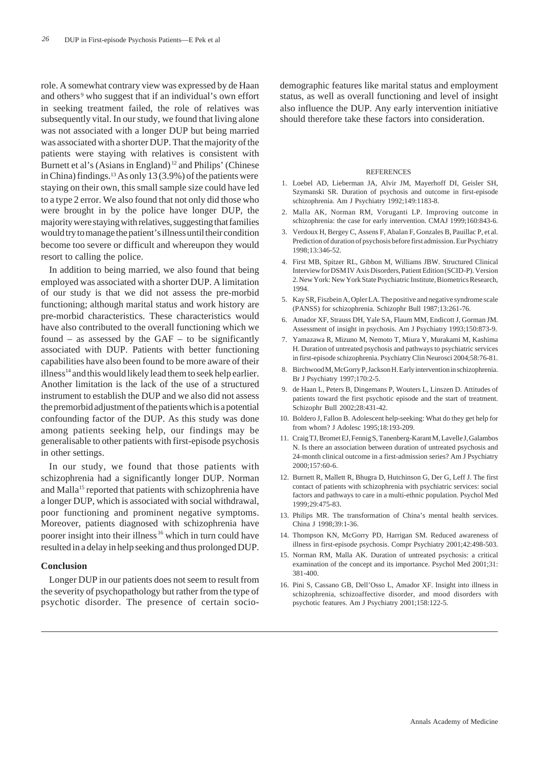role. A somewhat contrary view was expressed by de Haan and others[9] who suggest that if an individual's own effort in seeking treatment failed, the role of relatives was subsequently vital. In our study, we found that living alone was not associated with a longer DUP but being married was associated with a shorter DUP. That the majority of the patients were staying with relatives is consistent with Burnett et al's (Asians in England)[12] and Philips' (Chinese in China) findings.[13] As only 13 (3.9%) of the patients were staying on their own, this small sample size could have led to a type 2 error. We also found that not only did those who were brought in by the police have longer DUP, the majority were staying with relatives, suggesting that families would try to manage the patient's illness until their condition become too severe or difficult and whereupon they would resort to calling the police.

In addition to being married, we also found that being employed was associated with a shorter DUP. A limitation of our study is that we did not assess the pre-morbid functioning; although marital status and work history are pre-morbid characteristics. These characteristics would have also contributed to the overall functioning which we found – as assessed by the GAF – to be significantly associated with DUP. Patients with better functioning capabilities have also been found to be more aware of their illness[14] and this would likely lead them to seek help earlier. Another limitation is the lack of the use of a structured instrument to establish the DUP and we also did not assess the premorbid adjustment of the patients which is a potential confounding factor of the DUP. As this study was done among patients seeking help, our findings may be generalisable to other patients with first-episode psychosis in other settings.

In our study, we found that those patients with schizophrenia had a significantly longer DUP. Norman and Malla[15] reported that patients with schizophrenia have a longer DUP, which is associated with social withdrawal, poor functioning and prominent negative symptoms. Moreover, patients diagnosed with schizophrenia have poorer insight into their illness[16] which in turn could have resulted in a delay in help seeking and thus prolonged DUP.

## Conclusion

Longer DUP in our patients does not seem to result from the severity of psychopathology but rather from the type of psychotic disorder. The presence of certain socio-demographic features like marital status and employment status, as well as overall functioning and level of insight also influence the DUP. Any early intervention initiative should therefore take these factors into consideration.

### REFERENCES

1. Loebel AD, Lieberman JA, Alvir JM, Mayerhoff DI, Geisler SH, Szymanski SR. Duration of psychosis and outcome in first-episode schizophrenia. Am J Psychiatry 1992;149:1183-8.
2. Malla AK, Norman RM, Voruganti LP. Improving outcome in schizophrenia: the case for early intervention. CMAJ 1999;160:843-6.
3. Verdoux H, Bergey C, Assens F, Abalan F, Gonzales B, Pauillac P, et al. Prediction of duration of psychosis before first admission. Eur Psychiatry 1998;13:346-52.
4. First MB, Spitzer RL, Gibbon M, Williams JBW. Structured Clinical Interview for DSM IV Axis Disorders, Patient Edition (SCID-P). Version 2. New York: New York State Psychiatric Institute, Biometrics Research, 1994.
5. Kay SR, Fiszbein A, Opler LA. The positive and negative syndrome scale (PANSS) for schizophrenia. Schizophr Bull 1987;13:261-76.
6. Amador XF, Strauss DH, Yale SA, Flaum MM, Endicott J, Gorman JM. Assessment of insight in psychosis. Am J Psychiatry 1993;150:873-9.
7. Yamazawa R, Mizuno M, Nemoto T, Miura Y, Murakami M, Kashima H. Duration of untreated psychosis and pathways to psychiatric services in first-episode schizophrenia. Psychiatry Clin Neurosci 2004;58:76-81.
8. Birchwood M, McGorry P, Jackson H. Early intervention in schizophrenia. Br J Psychiatry 1997;170:2-5.
9. de Haan L, Peters B, Dingemans P, Wouters L, Linszen D. Attitudes of patients toward the first psychotic episode and the start of treatment. Schizophr Bull 2002;28:431-42.
10. Boldero J, Fallon B. Adolescent help-seeking: What do they get help for from whom? J Adolesc 1995;18:193-209.
11. Craig TJ, Bromet EJ, Fennig S, Tanenberg-Karant M, Lavelle J, Galambos N. Is there an association between duration of untreated psychosis and 24-month clinical outcome in a first-admission series? Am J Psychiatry 2000;157:60-6.
12. Burnett R, Mallett R, Bhugra D, Hutchinson G, Der G, Leff J. The first contact of patients with schizophrenia with psychiatric services: social factors and pathways to care in a multi-ethnic population. Psychol Med 1999;29:475-83.
13. Philips MR. The transformation of China's mental health services. China J 1998;39:1-36.
14. Thompson KN, McGorry PD, Harrigan SM. Reduced awareness of illness in first-episode psychosis. Compr Psychiatry 2001;42:498-503.
15. Norman RM, Malla AK. Duration of untreated psychosis: a critical examination of the concept and its importance. Psychol Med 2001;31: 381-400.
16. Pini S, Cassano GB, Dell'Osso L, Amador XF. Insight into illness in schizophrenia, schizoaffective disorder, and mood disorders with psychotic features. Am J Psychiatry 2001;158:122-5.